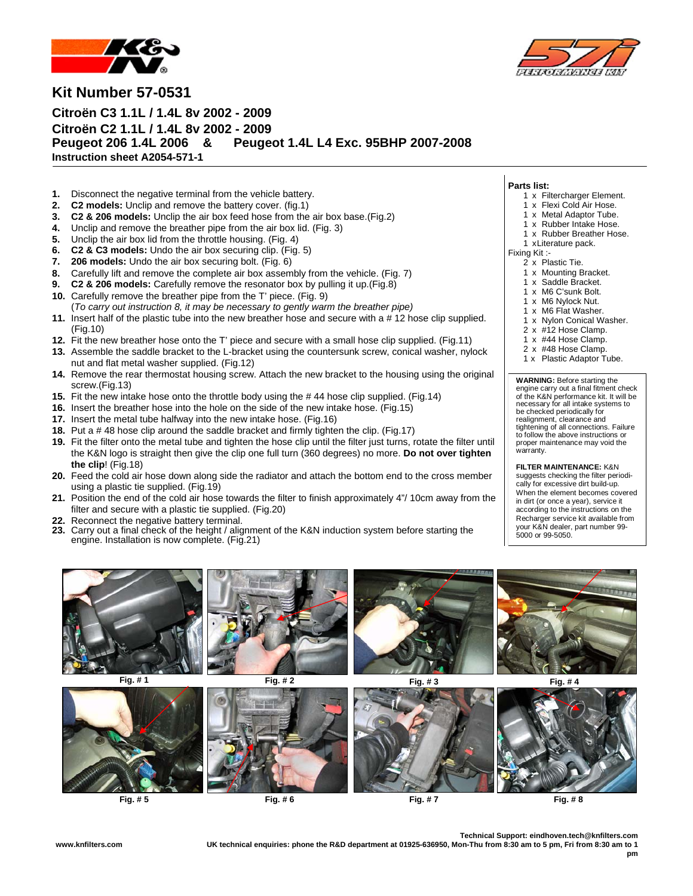# Kit Number 57-0531

## Citroën C3 1.1L / 1.4L 8v 2002 - 2009
## Citroën C2 1.1L / 1.4L 8v 2002 - 2009
## Peugeot 206 1.4L 2006 & Peugeot 1.4L L4 Exc. 95BHP 2007-2008

**Instruction sheet A2054-571-1**

1. Disconnect the negative terminal from the vehicle battery.
2. **C2 models:** Unclip and remove the battery cover. (fig.1)
3. **C2 & 206 models:** Unclip the air box feed hose from the air box base.(Fig.2)
4. Unclip and remove the breather pipe from the air box lid. (Fig. 3)
5. Unclip the air box lid from the throttle housing. (Fig. 4)
6. **C2 & C3 models:** Undo the air box securing clip. (Fig. 5)
7. **206 models:** Undo the air box securing bolt. (Fig. 6)
8. Carefully lift and remove the complete air box assembly from the vehicle. (Fig. 7)
9. **C2 & 206 models:** Carefully remove the resonator box by pulling it up.(Fig.8)
10. Carefully remove the breather pipe from the T' piece. (Fig. 9)
    (*To carry out instruction 8, it may be necessary to gently warm the breather pipe)*
11. Insert half of the plastic tube into the new breather hose and secure with a # 12 hose clip supplied. (Fig.10)
12. Fit the new breather hose onto the T' piece and secure with a small hose clip supplied. (Fig.11)
13. Assemble the saddle bracket to the L-bracket using the countersunk screw, conical washer, nylock nut and flat metal washer supplied. (Fig.12)
14. Remove the rear thermostat housing screw. Attach the new bracket to the housing using the original screw.(Fig.13)
15. Fit the new intake hose onto the throttle body using the # 44 hose clip supplied. (Fig.14)
16. Insert the breather hose into the hole on the side of the new intake hose. (Fig.15)
17. Insert the metal tube halfway into the new intake hose. (Fig.16)
18. Put a # 48 hose clip around the saddle bracket and firmly tighten the clip. (Fig.17)
19. Fit the filter onto the metal tube and tighten the hose clip until the filter just turns, rotate the filter until the K&N logo is straight then give the clip one full turn (360 degrees) no more. **Do not over tighten the clip**! (Fig.18)
20. Feed the cold air hose down along side the radiator and attach the bottom end to the cross member using a plastic tie supplied. (Fig.19)
21. Position the end of the cold air hose towards the filter to finish approximately 4"/ 10cm away from the filter and secure with a plastic tie supplied. (Fig.20)
22. Reconnect the negative battery terminal.
23. Carry out a final check of the height / alignment of the K&N induction system before starting the engine. Installation is now complete. (Fig.21)

**Parts list:**

- 1 x Filtercharger Element.
- 1 x Flexi Cold Air Hose.
- 1 x Metal Adaptor Tube.
- 1 x Rubber Intake Hose.
- 1 x Rubber Breather Hose.
- 1 xLiterature pack.

Fixing Kit :-

- 2 x Plastic Tie.
- 1 x Mounting Bracket.
- 1 x Saddle Bracket.
- 1 x M6 C'sunk Bolt.
- 1 x M6 Nylock Nut.
- 1 x M6 Flat Washer.
- 1 x Nylon Conical Washer.
- 2 x #12 Hose Clamp.
- 1 x #44 Hose Clamp.
- 2 x #48 Hose Clamp.
- 1 x Plastic Adaptor Tube.

**WARNING:** Before starting the engine carry out a final fitment check of the K&N performance kit. It will be necessary for all intake systems to be checked periodically for realignment, clearance and tightening of all connections. Failure to follow the above instructions or proper maintenance may void the warranty.

**FILTER MAINTENANCE:** K&N suggests checking the filter periodically for excessive dirt build-up. When the element becomes covered in dirt (or once a year), service it according to the instructions on the Recharger service kit available from your K&N dealer, part number 99-5000 or 99-5050.

Fig. # 1

Fig. # 2

Fig. # 3

Fig. # 4

Fig. # 5

Fig. # 6

Fig. # 7

Fig. # 8

www.knfilters.com

**Technical Support: eindhoven.tech@knfilters.com**
**UK technical enquiries: phone the R&D department at 01925-636950, Mon-Thu from 8:30 am to 5 pm, Fri from 8:30 am to 1 pm**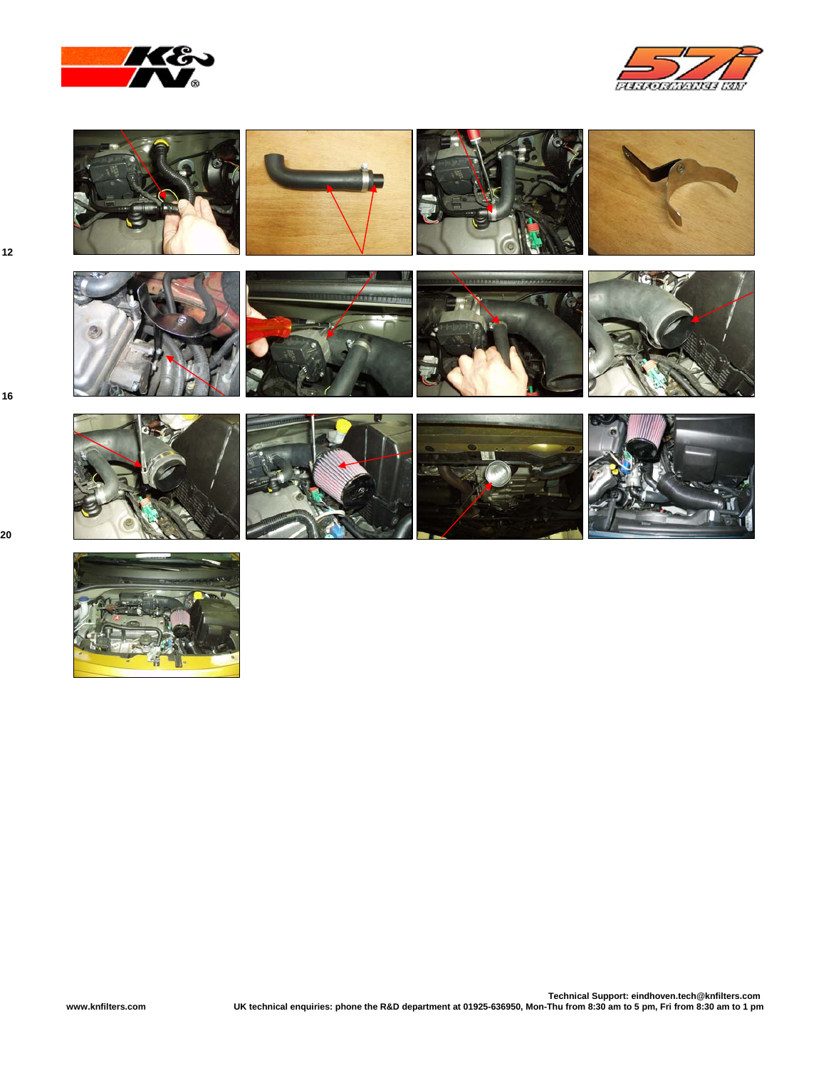12

16

20

Technical Support: eindhoven.tech@knfilters.com

www.knfilters.com UK technical enquiries: phone the R&D department at 01925-636950, Mon-Thu from 8:30 am to 5 pm, Fri from 8:30 am to 1 pm